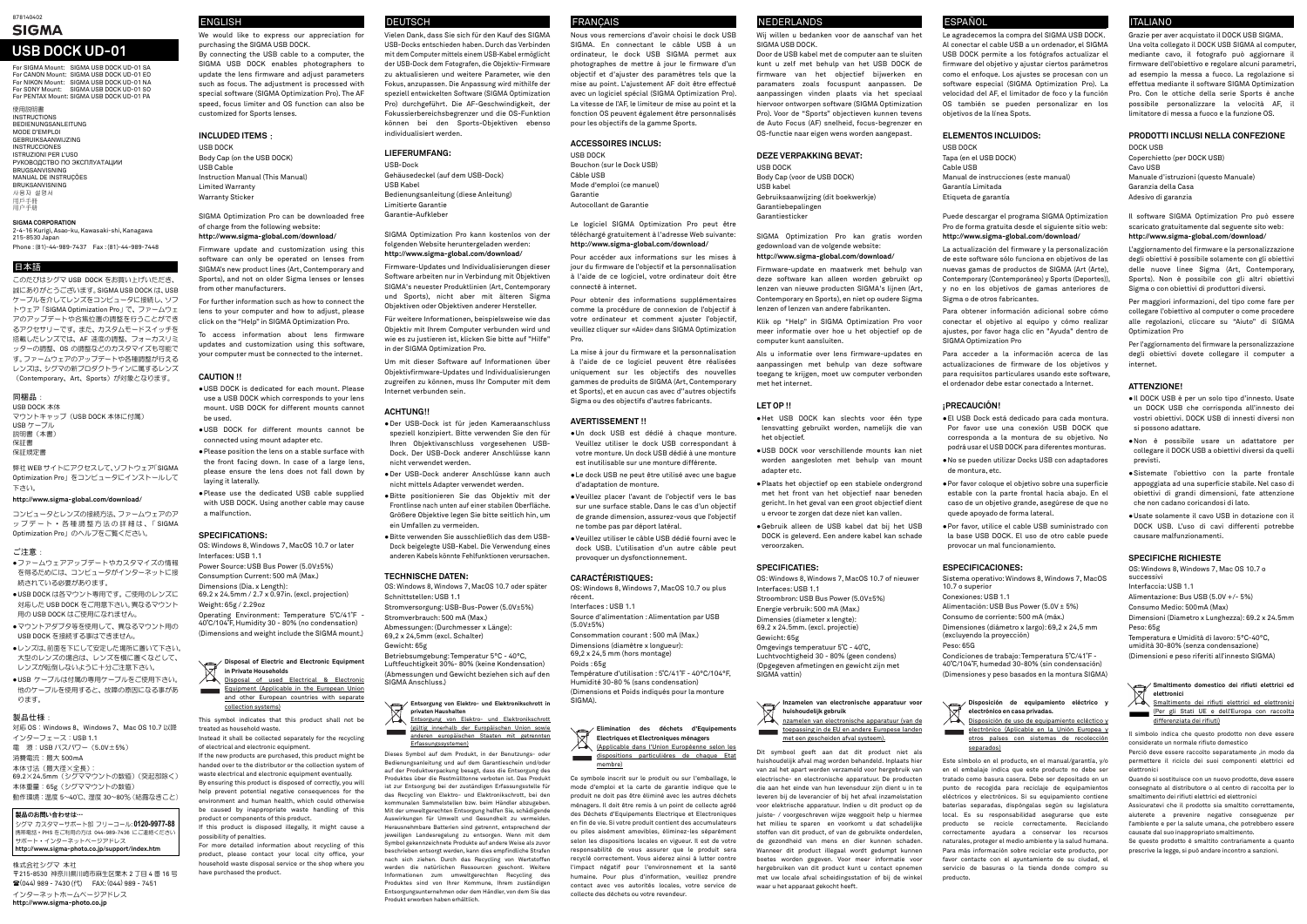8781404 02

# SIGMA

# USB DOCK UD-01

For SIGMA Mount: SIGMA USB DOCK UD-01 SA
For CANON Mount: SIGMA USB DOCK UD-01 EO
For NIKON Mount: SIGMA USB DOCK UD-01 NA
For SONY Mount: SIGMA USB DOCK UD-01 SO
For PENTAX Mount: SIGMA USB DOCK UD-01 PA

使用説明書
INSTRUCTIONS
BEDIENUNGSANLEITUNG
MODE D'EMPLOI
GEBRUIKSAANWIJZING
INSTRUCCIONES
ISTRUZIONI PER L'USO
РУКОВОДСТВО ПО ЭКСПЛУАТАЦИИ
BRUGSANVISNING
MANUAL DE INSTRUÇÕES
BRUKSANVISNING
사용자 설명서
用户手册
用戶手冊

**SIGMA CORPORATION**
2-4-16 Kurigi, Asao-ku, Kawasaki-shi, Kanagawa
215-8530 Japan
Phone : (81)-44-989-7437 Fax : (81)-44-989-7448

## 日本語

このたびはシグマ USB DOCK をお買い上げいただき、誠にありがとうございます。SIGMA USB DOCK は、USB ケーブルを介してレンズをコンピュータに接続し、ソフトウェア「SIGMA Optimization Pro」で、ファームウェアのアップデートや各種調整の設定を行うことができるアクセサリーです。また、カスタムモードスイッチを搭載したレンズでは、AF 速度の調整、フォーカスリミッターの調整、OS の調整などのカスタマイズも可能です。ファームウェアのアップデートや各種調整が行えるレンズは、シグマの新プロダクトラインに属するレンズ（Contemporary、Art、Sports）が対象となります。

### 同梱品：

USB DOCK 本体
マウントキャップ（USB DOCK 本体に付属）
USB ケーブル
説明書（本書）
保証書
保証規定書

弊社 WEB サイトにアクセスして、ソフトウェア「SIGMA Optimization Pro」をコンピュータにインストールして下さい。

**http://www.sigma-global.com/download/**

コンピュータとレンズの接続方法、ファームウェアのアップデート・各種調整方法の詳細は、「SIGMA Optimization Pro」のヘルプをご覧ください。

### ご注意：

- ファームウェアアップデートやカスタマイズの情報を得るためには、コンピュータがインターネットに接続されている必要があります。
- USB DOCK は各マウント専用です。ご使用のレンズに対応した USB DOCK をご用意下さい。異なるマウント用の USB DOCK はご使用になれません。
- マウントアダプタ等を使用して、異なるマウント用の USB DOCK を接続する事はできません。
- レンズは、前面を下にして安定した場所に置いて下さい。大型のレンズの場合は、レンズを横に置くなどして、レンズが転倒しないように十分ご注意下さい。
- USB ケーブルは付属の専用ケーブルをご使用下さい。他のケーブルを使用すると、故障の原因になる事があります。

### 製品仕様：

対応 OS：Windows 8、Windows 7、Mac OS 10.7 以降
インターフェース：USB 1.1
電源：USB バスパワー（5.0V±5%）
消費電流：最大 500mA
本体寸法（最大径×全長）：
69.2×24.5mm（シグママウントの数値）（突起部除く）
本体重量：65g（シグママウントの数値）
動作環境：温度 5～40℃、湿度 30～80％（結露なきこと）

**製品のお問い合わせは…**
シグマ カスタマーサポート部 フリーコール：**0120-9977-88**
携帯電話・PHS・IP電話からのご利用の方は 044-989-7436 にご連絡ください
サポート・インターネットページアドレス
**http://www.sigma-photo.co.jp/support/index.htm**

株式会社シグマ 本社
〒215-8530 神奈川県川崎市麻生区栗木 2 丁目 4 番 16 号
☎(044) 989 - 7430 (代) FAX: (044) 989 - 7451
インターネットホームページアドレス
**http://www.sigma-photo.co.jp**

## ENGLISH

We would like to express our appreciation for purchasing the SIGMA USB DOCK.

By connecting the USB cable to a computer, the SIGMA USB DOCK enables photographers to update the lens firmware and adjust parameters such as focus. The adjustment is processed with special software (SIGMA Optimization Pro). The AF speed, focus limiter and OS function can also be customized for Sports lenses.

### INCLUDED ITEMS：

USB DOCK
Body Cap (on the USB DOCK)
USB Cable
Instruction Manual (This Manual)
Limited Warranty
Warranty Sticker

SIGMA Optimization Pro can be downloaded free of charge from the following website:
**http://www.sigma-global.com/download/**

Firmware update and customization using this software can only be operated on lenses from SIGMA's new product lines (Art, Contemporary and Sports), and not on older Sigma lenses or lenses from other manufacturers.

For further information such as how to connect the lens to your computer and how to adjust, please click on the "Help" in SIGMA Optimization Pro.

To access information about lens firmware updates and customization using this software, your computer must be connected to the internet.

### CAUTION !!

- USB DOCK is dedicated for each mount. Please use a USB DOCK which corresponds to your lens mount. USB DOCK for different mounts cannot be used.
- USB DOCK for different mounts cannot be connected using mount adapter etc.
- Please position the lens on a stable surface with the front facing down. In case of a large lens, please ensure the lens does not fall down by laying it laterally.
- Please use the dedicated USB cable supplied with USB DOCK. Using another cable may cause a malfunction.

### SPECIFICATIONS:

OS: Windows 8, Windows 7, MacOS 10.7 or later
Interfaces: USB 1.1
Power Source: USB Bus Power (5.0V±5%)
Consumption Current: 500 mA (Max.)
Dimensions (Dia. x Length):
69.2 x 24.5mm / 2.7 x 0.97in. (excl. projection)
Weight: 65g / 2.29oz
Operating Environment: Temperature 5℃/41℉ - 40℃/104℉, Humidity 30 - 80% (no condensation)
(Dimensions and weight include the SIGMA mount.)

**Disposal of Electric and Electronic Equipment in Private Households**
Disposal of used Electrical & Electronic Equipment (Applicable in the European Union and other European countries with separate collection systems)

This symbol indicates that this product shall not be treated as household waste.
Instead it shall be collected separately for the recycling of electrical and electronic equipment.
If the new products are purchased, this product might be handed over to the distributor or the collection system of waste electrical and electronic equipment eventually.
By ensuring this product is disposed of correctly, you will help prevent potential negative consequences for the environment and human health, which could otherwise be caused by inappropriate waste handling of this product or components of this product.
If this product is disposed illegally, it might cause a possibility of penalties.
For more detailed information about recycling of this product, please contact your local city office, your household waste disposal service or the shop where you have purchased the product.

## DEUTSCH

Vielen Dank, dass Sie sich für den Kauf des SIGMA USB-Docks entschieden haben. Durch das Verbinden mit dem Computer mittels einem USB-Kabel ermöglicht der USB-Dock dem Fotografen, die Objektiv-Firmware zu aktualisieren und weitere Parameter, wie den Fokus, anzupassen. Die Anpassung wird mithilfe der speziell entwickelten Software (SIGMA Optimization Pro) durchgeführt. Die AF-Geschwindigkeit, der Fokussierbereichsbegrenzer und die OS-Funktion können bei den Sports-Objektiven ebenso individualisiert werden.

### LIEFERUMFANG:

USB-Dock
Gehäusedeckel (auf dem USB-Dock)
USB Kabel
Bedienungsanleitung (diese Anleitung)
Limitierte Garantie
Garantie-Aufkleber

SIGMA Optimization Pro kann kostenlos von der folgenden Website heruntergeladen werden:
**http://www.sigma-global.com/download/**

Firmware-Updates und Individualisierungen dieser Software arbeiten nur in Verbindung mit Objektiven SIGMA's neuester Produktlinien (Art, Contemporary und Sports), nicht aber mit älteren Sigma Objektiven oder Objektiven anderer Hersteller.

Für weitere Informationen, beispielsweise wie das Objektiv mit Ihrem Computer verbunden wird und wie es zu justieren ist, klicken Sie bitte auf "Hilfe" in der SIGMA Optimization Pro.

Um mit dieser Software auf Informationen über Objektivfirmware-Updates und Individualisierungen zugreifen zu können, muss Ihr Computer mit dem Internet verbunden sein.

### ACHTUNG!!

- Der USB-Dock ist für jeden Kameraanschluss speziell konzipiert. Bitte verwenden Sie den für Ihren Objektivanschluss vorgesehenen USB-Dock. Der USB-Dock anderer Anschlüsse kann nicht verwendet werden.
- Der USB-Dock anderer Anschlüsse kann auch nicht mittels Adapter verwendet werden.
- Bitte positionieren Sie das Objektiv mit der Frontlinse nach unten auf einer stabilen Oberfläche. Größere Objektive legen Sie bitte seitlich hin, um ein Umfallen zu vermeiden.
- Bitte verwenden Sie ausschließlich das dem USB-Dock beigelegte USB-Kabel. Die Verwendung eines anderen Kabels könnte Fehlfunktionen verursachen.

### TECHNISCHE DATEN:

OS: Windows 8, Windows 7, MacOS 10.7 oder später
Schnittstellen: USB 1.1
Stromversorgung: USB-Bus-Power (5.0V±5%)
Stromverbrauch: 500 mA (Max.)
Abmessungen: (Durchmesser x Länge):
69,2 x 24,5mm (excl. Schalter)
Gewicht: 65g
Betriebsumgebung: Temperatur 5°C - 40°C, Luftfeuchtigkeit 30%- 80% (keine Kondensation)
(Abmessungen und Gewicht beziehen sich auf den SIGMA Anschluss.)

**Entsorgung von Elektro- und Elektronikschrott in privaten Haushalten**
Entsorgung von Elektro- und Elektronikschrott (gültig innerhalb der Europäischen Union sowie anderen europäischen Staaten mit getrennten Erfassungssystemen)

Dieses Symbol auf dem Produkt, in der Benutzungs- oder Bedienungsanleitung und auf dem Garantieschein und/oder auf der Produktverpackung besagt, dass die Entsorgung des Produktes über die Restmülltonne verboten ist. Das Produkt ist zur Entsorgung bei der zuständigen Erfassungsstelle für das Recycling von Elektro- und Elektronikschrott, bei den kommunalen Sammelstellen bzw. beim Händler abzugeben. Mit der umweltgerechten Entsorgung helfen Sie, schädigende Auswirkungen für Umwelt und Gesundheit zu vermeiden. Herausnehmbare Batterien sind getrennt, entsprechend der jeweiligen Landesregelung zu entsorgen. Wenn mit dem Symbol gekennzeichnete Produkte auf andere Weise als zuvor beschrieben entsorgt werden, kann dies empfindliche Strafen nach sich ziehen. Durch das Recycling von Wertstoffen werden die natürlichen Ressourcen geschont. Weitere Informationen zum umweltgerechten Recycling des Produktes sind von Ihrer Kommune, Ihrem zuständigen Entsorgungsunternehmen oder dem Händler, von dem Sie das Produkt erworben haben erhältlich.

## FRANÇAIS

Nous vous remercions d'avoir choisi le dock USB SIGMA. En connectant le câble USB à un ordinateur, le dock USB SIGMA permet aux photographes de mettre à jour le firmware d'un objectif et d'ajuster des paramètres tels que la mise au point. L'ajustement AF doit être effectué avec un logiciel spécial (SIGMA Optimization Pro). La vitesse de l'AF, le limiteur de mise au point et la fonction OS peuvent également être personnalisés pour les objectifs de la gamme Sports.

### ACCESSOIRES INCLUS:

USB DOCK
Bouchon (sur le Dock USB)
Câble USB
Mode d'emploi (ce manuel)
Garantie
Autocollant de Garantie

Le logiciel SIGMA Optimization Pro peut être téléchargé gratuitement à l'adresse Web suivante:
**http://www.sigma-global.com/download/**

Pour accéder aux informations sur les mises à jour du firmware de l'objectif et la personnalisation à l'aide de ce logiciel, votre ordinateur doit être connecté à internet.

Pour obtenir des informations supplémentaires comme la procédure de connexion de l'objectif à votre ordinateur et comment ajuster l'objectif, veuillez cliquer sur «Aide» dans SIGMA Optimization Pro.

La mise à jour du firmware et la personnalisation à l'aide de ce logiciel peuvent être réalisées uniquement sur les objectifs des nouvelles gammes de produits de SIGMA (Art, Contemporary et Sports), et en aucun cas avec d'"autres objectifs Sigma ou des objectifs d'autres fabricants.

### AVERTISSEMENT !!

- Un dock USB est dédié à chaque monture. Veuillez utiliser le dock USB correspondant à votre monture. Un dock USB dédié à une monture est inutilisable sur une monture différente.
- Le dock USB ne peut être utilisé avec une bague d'adaptation de monture.
- Veuillez placer l'avant de l'objectif vers le bas sur une surface stable. Dans le cas d'un objectif de grande dimension, assurez-vous que l'objectif ne tombe pas par départ latéral.
- Veuillez utiliser le câble USB dédié fourni avec le dock USB. L'utilisation d'un autre câble peut provoquer un dysfonctionnement.

### CARACTÉRISTIQUES:

OS: Windows 8, Windows 7, MacOS 10.7 ou plus récent.
Interfaces : USB 1.1
Source d'alimentation : Alimentation par USB (5.0V±5%)
Consommation courant : 500 mA (Max.)
Dimensions (diamètre x longueur):
69,2 x 24,5 mm (hors montage)
Poids : 65g
Température d'utilisation : 5℃/41℉ - 40℃/104℉, Humidité 30-80 % (sans condensation)
(Dimensions et Poids indiqués pour la monture SIGMA).

**Elimination des déchets d'Equipements Electriques et Electroniques ménagers**
(Applicable dans l'Union Européenne selon les dispositions particulières de chaque Etat membre)

Ce symbole inscrit sur le produit ou sur l'emballage, le mode d'emploi et la carte de garantie indique que le produit ne doit pas être éliminé avec les autres déchets ménagers. Il doit être remis à un point de collecte agréé des Déchets d'Equipements Electrique et Electroniques en fin de vie. Si votre produit contient des accumulateurs ou piles aisément amovibles, éliminez-les séparément selon les dispositions locales en vigueur. Il est de votre responsabilité de vous assurer que le produit sera recyclé correctement. Vous aiderez ainsi à lutter contre l'impact négatif pour l'environnement et la santé humaine. Pour plus d'information, veuillez prendre contact avec vos autorités locales, votre service de collecte des déchets ou votre revendeur.

## NEDERLANDS

Wij willen u bedanken voor de aanschaf van het SIGMA USB DOCK.
Door de USB kabel met de computer aan te sluiten kunt u zelf met behulp van het USB DOCK de firmware van het objectief bijwerken en paramaters zoals focuspunt aanpassen. De aanpassingen vinden plaats via het speciaal hiervoor ontworpen software (SIGMA Optimization Pro). Voor de "Sports" objectieven kunnen tevens de Auto Focus (AF) snelheid, focus-begrenzer en OS-functie naar eigen wens worden aangepast.

### DEZE VERPAKKING BEVAT:

USB DOCK
Body Cap (voor de USB DOCK)
USB kabel
Gebruiksaanwijzing (dit boekwerkje)
Garantiebepalingen
Garantiesticker

SIGMA Optimization Pro kan gratis worden gedownload van de volgende website:
**http://www.sigma-global.com/download/**

Firmware-update en maatwerk met behulp van deze software kan alleen worden gebruikt op lenzen van nieuwe producten SIGMA's lijnen (Art, Contemporary en Sports), en niet op oudere Sigma lenzen of lenzen van andere fabrikanten.

Klik op "Help" in SIGMA Optimization Pro voor meer informatie over hoe u het objectief op de computer kunt aansluiten.

Als u informatie over lens firmware-updates en aanpassingen met behulp van deze software toegang te krijgen, moet uw computer verbonden met het internet.

### LET OP !!

- Het USB DOCK kan slechts voor één type lensvatting gebruikt worden, namelijk die van het objectief.
- USB DOCK voor verschillende mounts kan niet worden aangesloten met behulp van mount adapter etc.
- Plaats het objectief op een stabiele ondergrond met het front van het objectief naar beneden gericht. In het geval van een groot objectief dient u ervoor te zorgen dat deze niet kan vallen.
- Gebruik alleen de USB kabel dat bij het USB DOCK is geleverd. Een andere kabel kan schade veroorzaken.

### SPECIFICATIES:

OS: Windows 8, Windows 7, MacOS 10.7 of nieuwer
Interfaces: USB 1.1
Stroombron: USB Bus Power (5.0V±5%)
Energie verbruik: 500 mA (Max.)
Dimensies (diameter x lengte):
69.2 x 24.5mm. (excl. projectie)
Gewicht: 65g
Omgevings temperatuur 5℃ - 40℃,
Luchtvochtigheid 30 - 80% (geen condens)
(Opgegeven afmetingen en gewicht zijn met SIGMA vattin)

**Inzamelen van electronische apparatuur voor huishoudelijk gebruik**
Inzamelen van electronische apparatuur (van de toepassing in de EU en andere Europese landen met een gescheiden afval systeem).

Dit symbool geeft aan dat dit product niet als huishoudelijk afval mag worden behandeld. Inplaats hier van zal het apart worden verzameld voor hergebruik van electrische- en electronische apparatuur. De producten die aan het einde van hun levensduur zijn dient u in te leveren bij de leverancier of bij het afval inzamelstation voor elektrische apparatuur. Indien u dit product op de juiste- / voorgeschreven wijze wegdoet helpt u hiermee het milieu te sparen en voorkomt u dat schadelijke stoffen van dit product, of van de gebruikte onderdelen, de gezondheid van mens en dier kunnen schaden. Wanneer dit product illegaal wordt gedumpt kunnen boetes worden gegeven. Voor meer informatie voor hergebruiken van dit product kunt u contact opnemen met uw locale afval scheidingsstation of bij de winkel waar u het apparaat gekocht heeft.

## ESPAÑOL

Le agradecemos la compra del SIGMA USB DOCK.
Al conectar el cable USB a un ordenador, el SIGMA USB DOCK permite a los fotógrafos actualizar el firmware del objetivo y ajustar ciertos parámetros como el enfoque. Los ajustes se procesan con un software especial (SIGMA Optimization Pro). La velocidad del AF, el limitador de foco y la función OS también se pueden personalizar en los objetivos de la línea Spots.

### ELEMENTOS INCLUIDOS:

USB DOCK
Tapa (en el USB DOCK)
Cable USB
Manual de instrucciones (este manual)
Garantía Limitada
Etiqueta de garantía

Puede descargar el programa SIGMA Optimization Pro de forma gratuita desde el siguiente sitio web:
**http://www.sigma-global.com/download/**

La actualización del firmware y la personalización de este software sólo funciona en objetivos de las nuevas gamas de productos de SIGMA (Art (Arte), Contemporary (Contemporáneo) y Sports (Deportes)), y no en los objetivos de gamas anteriores de Sigma o de otros fabricantes.

Para obtener información adicional sobre cómo conectar el objetivo al equipo y cómo realizar ajustes, por favor haga clic en "Ayuda" dentro de SIGMA Optimization Pro

Para acceder a la información acerca de las actualizaciones de firmware de los objetivos y para requisitos particulares usando este software, el ordenador debe estar conectado a Internet.

### ¡PRECAUCIÓN!

- El USB Dock está dedicado para cada montura. Por favor use una conexión USB DOCK que corresponda a la montura de su objetivo. No podrá usar el USB DOCK para diferentes monturas.
- No se pueden utilizar Docks USB con adaptadores de montura, etc.
- Por favor coloque el objetivo sobre una superficie estable con la parte frontal hacia abajo. En el caso de un objetivo grande, asegúrese de que no quede apoyado de forma lateral.
- Por favor, utilice el cable USB suministrado con la base USB DOCK. El uso de otro cable puede provocar un mal funcionamiento.

### ESPECIFICACIONES:

Sistema operativo: Windows 8, Windows 7, MacOS 10.7 o superior
Conexiones: USB 1.1
Alimentación: USB Bus Power (5.0V ± 5%)
Consumo de corriente: 500 mA (máx.)
Dimensiones (diámetro x largo): 69,2 x 24,5 mm (excluyendo la proyección)
Peso: 65G
Condiciones de trabajo: Temperatura 5℃/41℉ - 40℃/104℉, humedad 30-80% (sin condensación)
(Dimensiones y peso basados en la montura SIGMA)

**Disposición de equipamiento eléctrico y electrónico en casa privadas.**
Disposición de uso de equipamiento eclético y electrónico (Aplicable en la Unión Europea y otros países con sistemas de recolección separados)

Este símbolo en el producto, en el manual/garantía, y/o en el embalaje indica que este producto no debe ser tratado como basura casera. Debe ser depositado en un punto de recogida para reciclaje de equipamientos eléctricos y electrónicos. Si su equipamiento contiene baterías separadas, dispóngalas según su legislatura local. Es su responsabilidad asegurarse que este producto se recicle correctamente. Reciclando correctamente ayudara a conservar los recursos naturales, proteger el medio ambiente y la salud humana. Para más información sobre reciclar este producto, por favor contacte con el ayuntamiento de su ciudad, el servicio de basuras o la tienda donde compro su producto.

## ITALIANO

Grazie per aver acquistato il DOCK USB SIGMA.
Una volta collegato il DOCK USB SIGMA al computer, mediante cavo, il fotografo può aggiornare il firmware dell'obiettivo e regolare alcuni parametri, ad esempio la messa a fuoco. La regolazione si effettua mediante il software SIGMA Optimization Pro. Con le ottiche della serie Sports è anche possibile personalizzare la velocità AF, il limitatore di messa a fuoco e la funzione OS.

### PRODOTTI INCLUSI NELLA CONFEZIONE

DOCK USB
Coperchietto (per DOCK USB)
Cavo USB
Manuale d'istruzioni (questo Manuale)
Garanzia della Casa
Adesivo di garanzia

Il software SIGMA Optimization Pro può essere scaricato gratuitamente dal seguente sito web:
**http://www.sigma-global.com/download/**

L'aggiornamento del firmware e la personalizzazione degli obiettivi è possibile solamente con gli obiettivi delle nuove linee Sigma (Art, Contemporary, Sports). Non è possibile con gli altri obiettivi Sigma o con obiettivi di produttori diversi.

Per maggiori informazioni, del tipo come fare per collegare l'obiettivo al computer o come procedere alle regolazioni, cliccare su "Aiuto" di SIGMA Optimization Pro

Per l'aggiornamento del firmware la personalizzazione degli obiettivi dovete collegare il computer a internet.

### ATTENZIONE!

- Il DOCK USB è per un solo tipo d'innesto. Usate un DOCK USB che corrisponda all'innesto dei vostri obiettivi. DOCK USB di innesti diversi non si possono adattare.
- Non è possibile usare un adattatore per collegare il DOCK USB a obiettivi diversi da quelli previsti.
- Sistemate l'obiettivo con la parte frontale appoggiata ad una superficie stabile. Nel caso di obiettivi di grandi dimensioni, fate attenzione che non cadano coricandosi di lato.
- Usate solamente il cavo USB in dotazione con il DOCK USB. L'uso di cavi differenti potrebbe causare malfunzionamenti.

### SPECIFICHE RICHIESTE

OS: Windows 8, Windows 7, Mac OS 10.7 o successivi
Interfaccia: USB 1.1
Alimentazione: Bus USB (5.0V +/- 5%)
Consumo Medio: 500mA (Max)
Dimensioni (Diametro x Lunghezza): 69.2 x 24.5mm
Peso: 65g
Temperatura e Umidità di lavoro: 5°C-40°C, umidità 30-80% (senza condensazione)
(Dimensioni e peso riferiti all'innesto SIGMA)

**Smaltimento domestico dei rifiuti elettrici ed elettronici**
Smaltimento dei rifiuti elettrici ed elettronici (Per gli Stati UE e dell'Europa con raccolta differenziata dei rifiuti)

Il simbolo indica che questo prodotto non deve essere considerato un normale rifiuto domestico
Perciò deve essere raccolto separatamente ,in modo da permettere il riciclo dei suoi componenti elettrici ed elettronici
Quando si sostituisce con un nuovo prodotto, deve essere consegnato al distributore o al centro di raccolta per lo smaltimento dei rifiuti elettrici ed elettronici
Assicuratevi che il prodotto sia smaltito correttamente, aiuterete a prevenire negative conseguenze per l'ambiente e per la salute umana, che potrebbero essere causate dal suo inappropriato smaltimento.
Se questo prodotto è smaltito contrariamente a quanto prescrive la legge, si può andare incontro a sanzioni.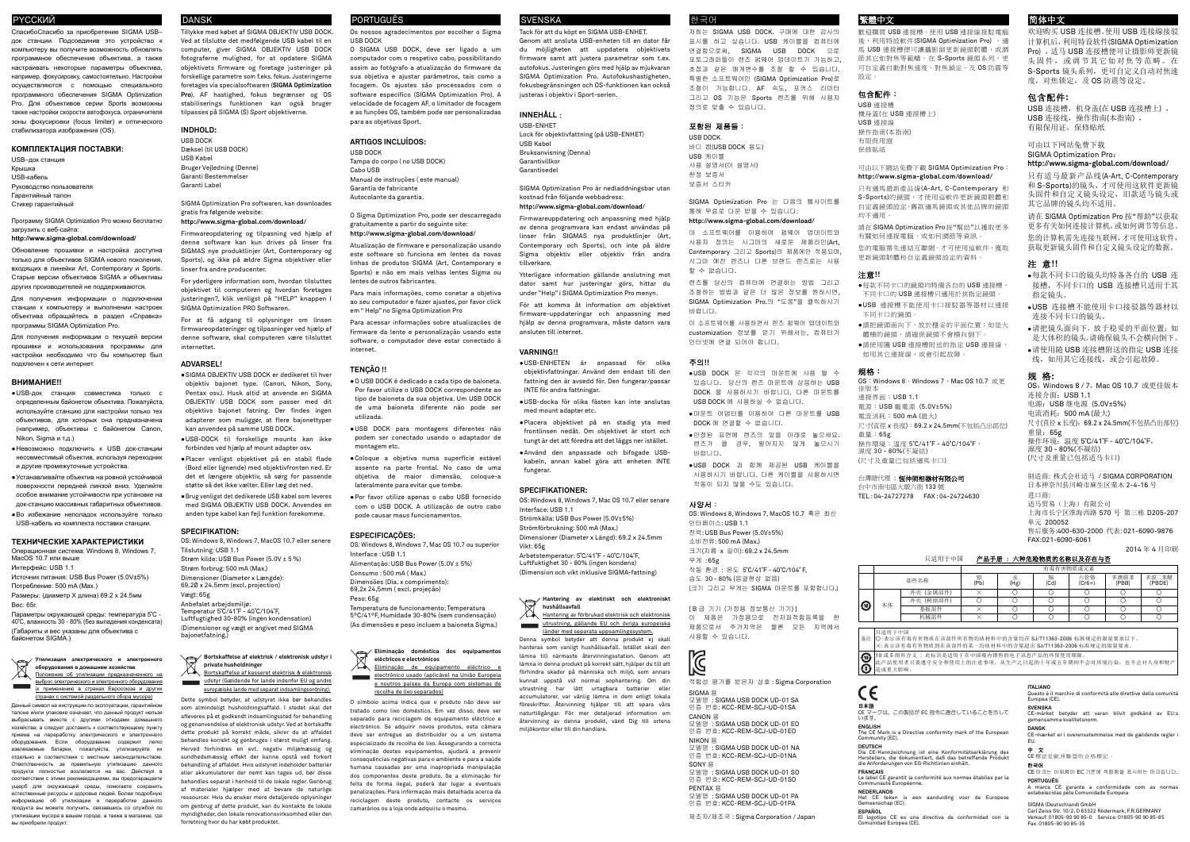# РУССКИЙ

СпасибоСпасибо за приобретение SIGMA USB–док станции. Подсоединив это устройство к компьютеру вы получите возможность обновлять программное обеспечение объектива, а также настраивать некоторые параметры объектива, например, фокусировку, самостоятельно. Настройки осуществляются с помощью специального программного обеспечения SIGMA Optimization Pro. Для объективов серии Sports возможны также настройки скорости автофокуса, ограничителя зоны фокусировки (focus limiter) и оптического стабилизатора изображения (OS).

## КОМПЛЕКТАЦИЯ ПОСТАВКИ:

USB–док станция
Крышка
USB-кабель
Руководство пользователя
Гарантийный талон
Стикер гарантийный

Программу SIGMA Optimization Pro можно бесплатно загрузить с веб-сайта:
**http://www.sigma-global.com/download/**

Обновление прошивки и настройка доступна только для объективов SIGMA нового поколения, входящих в линейки Art, Contemporary и Sports. Старые версии объективов SIGMA и объективы других производителей не поддерживаются.

Для получения информации о подключении станции к компьютеру и выполнении настроек объектива обращайтесь в раздел «Справка» программы SIGMA Optimization Pro.

Для получения информации о текущей версии прошивки и использования программы для настройки необходимо что бы компьютер был подключен к сети интернет.

## ВНИМАНИЕ!!

- USB-док станция совместима только с определенным байонетом объектива. Пожалуйста, используйте станцию для настройки только тех объективов, для которых она предназначена (например, объективы с байонетом Canon, Nikon, Sigma и т.д.)
- Невозможно подключить к USB док-станции несовместимый объектив, используя переходник и другие промежуточные устройства.
- Устанавливайте объектив на ровной устойчивой поверхности передней линзой вниз. Уделяйте особое внимание устойчивости при установке на док-станцию массивных габаритных объективов.
- Во избежание неполадок используйте только USB-кабель из комплекта поставки станции.

## ТЕХНИЧЕСКИЕ ХАРАКТЕРИСТИКИ

Операционная система: Windows 8, Windows 7, MacOS 10.7 или выше
Интерфейс: USB 1.1
Источник питания: USB Bus Power (5.0V±5%)
Потребление: 500 mA (Max.)
Размеры: (диаметр X длина) 69.2 x 24.5мм
Вес: 65г.
Параметры окружающей среды: температура 5˚C - 40˚C, влажность 30 - 80% (без выпадения конденсата)
(Габариты и вес указаны для объектива с байонетом SIGMA.)

**Утилизация электрического и электронного оборудования в домашнем хозяйстве**
Положение об утилизации предназначенного на выброс электрического и электронного оборудования (к применению в странах Европсоюза и других странах с системой раздельного сбора мусора)

Данный символ на инструкции по эксплуатации, гарантийном талоне и/или упаковке означает, что данный продукт нельзя выбрасывать вместе с другими отходами домашнего хозяйства, а следует доставить к соответствующему пункту приема на переработку электрического и электронного оборудования. Если оборудование содержит легко извлекаемые батареи, пожалуйста, утилизируйте их отдельно в соответствии с местным законодательством. Ответственность за правильную утилизацию данного продукта полностью возлагается на вас. Действуя в соответствии с этими рекомендациями, вы предотвращаете ущерб для окружающей среды, помогаете сохранить естественные ресурсы и здоровье людей. Более подробную информацию об утилизации и переработке данного продукта вы можете получить, связавшись со службой по утилизации мусора в вашем городе, а также в магазине, где вы приобрели продукт.

# DANSK

Tillykke med købet af SIGMA OBJEKTIV USB DOCK. Ved at tilslutte det medfølgende USB kabel til en computer, giver SIGMA OBJEKTIV USB DOCK fotograferne mulighed, for at opdatere SIGMA objektivets firmware og foretage justeringer på forskellige parametre som f.eks. fokus. Justeringerne foretages via specialsoftwaren (**SIGMA Optimization Pro**). AF hastighed, fokus begrænser og OS stabiliserings funktionen kan også bruger tilpasses på SIGMA (S) *Sport* objektiverne.

## INDHOLD:

USB DOCK
Dæksel (til USB DOCK)
USB Kabel
Bruger Vejledning (Denne)
Garanti Bestemmelser
Garanti Label

SIGMA Optimization Pro softwaren, kan downloades gratis fra følgende website:
**http://www.sigma-global.com/download/**

Firmwareopdatering og tilpasning ved hjælp af denne software kan kun drives på linser fra SIGMAS nye produktlinjer (Art, Contemporary og Sports), og ikke på ældre Sigma objektiver eller linser fra andre producenter.

For yderligere information som, hvordan tilsluttes objektivet til computeren og hvordan foretages justeringen?, klik venligst på "HELP" knappen I SIGMA Optimization PRO Softwaren.

For at få adgang til oplysninger om linsen firmwareopdateringer og tilpasninger ved hjælp af denne software, skal computeren være tilsluttet internettet.

## ADVARSEL!

- SIGMA OBJEKTIV USB DOCK er dedikeret til hver objektiv bajonet type. (Canon, Nikon, Sony, Pentax osv.). Husk altid at anvende en SIGMA OBJEKTIV USB DOCK som passer med dit objektivs bajonet fatning. Der findes ingen adapter som muligør, at flere bajonettyper kan anvendes på samme USB DOCK.
- USB-DOCK til forskellige mounts kan ikke forbindes ved hjælp af mount adapter osv.
- Placer venligst objektivet på en stabil flade (Bord eller lignende) med objektivfronten ned. Er det et længere objektiv, så sørg for passende støtte så det ikke vælter. Eller læg det ned.
- Brug venligst det dedikerede USB kabel som leveres med SIGMA OBJEKTIV USB DOCK. Anvendes en anden type kabel kan fejl funktion forekomme.

## SPECIFIKATION:

OS: Windows 8, Windows 7, MacOS 10.7 eller senere
Tilslutning: USB 1.1
Strøm kilde: USB Bus Power (5.0V ± 5 %)
Strøm forbrug: 500 mA (Max.)
Dimensioner (Diameter x Længde): 69.2Ø x 24.5mm (excl. projection)
Vægt: 65g
Anbefalet arbejdsmiljø:
Temperatur 5˚C/41˚F - 40˚C/104˚F,
Luftfugtighed 30-80% (ingen kondensation)
(Dimensioner og vægt er angivet med SIGMA bajonetfatning.)

**Bortskaffelse af elektrisk / elektronisk udstyr i private husholdninger**
Bortskaffelse af kasseret elektrisk & elektronisk udstyr (Gældende for lande indenfor EU og andre europæiske lande med separat indsamlingsordning).

Dette symbol betyder, at udstyret ikke ber behandles som almindeligt husholdningsaffald. I stedet skal det afleveres på et godkendt indsamlingssted for behandling og genanvendelse af elektronisk udstyr. Ved at bortskaffe dette produkt på korrekt måde, sikrer du at affaldet behandles korrekt og genbruges i størst muligt omfang. Herved forhindres en evt. negativ miljømæssig og sundhedsmæssig effekt der kunne opstå ved forkert behandling af affaldet. Hvis udstyret indeholder batterier eller akkumulatorer der nemt kan tages ud, bør disse behandles separat i henhold til de lokale regler. Genbrug af materialer hjælper med at bevare de naturlige ressourcer. Hvis du ønsker mere detaljerede oplysninger om genbrug af dette produkt, kan du kontakte de lokale myndigheder, den lokale renovationsvirksomhed eller den forretning hvor du har købt produktet.

# PORTUGUÊS

Os nossos agradecimentos por escolher o SIGMA USB DOCK
O SIGMA USB DOCK, deve ser ligado a um computador com o respetivo cabo, possibilitando assim ao fotógrafo a atualização do firmware da sua objetiva e ajustar parâmetros, tais como a focagem. Os ajustes são processados com o software específico (SIGMA Optimization Pro). A velocidade de focagem AF, o limitador de focagem e as funções OS, também pode ser personalizadas para as objetivas Sport.

## ARTIGOS INCLUÍDOS:

USB DOCK
Tampa do corpo ( no USB DOCK)
Cabo USB
Manual de instruções ( este manual)
Garantia de fabricante
Autocolante da garantia.

O Sigma Optimization Pro, pode ser descarregado gratuitamente a partir do seguinte site:
**http://www.sigma-global.com/download/**

Atualização de firmware e personalização usando este software só funciona em lentes da novas linhas de produtos SIGMA (Art, Contemporary e Sports) e não em mais velhas lentes Sigma ou lentes de outros fabricantes.

Para mais informações, como conetar a objetiva ao seu computador e fazer ajustes, por favor click em " Help" no Sigma Optimization Pro

Para acessar informações sobre atualizações de firmware da lente e personalização usando este software, o computador deve estar conectado à internet.

## TENÇÃO !!

- O USB DOCK é dedicado a cada tipo de baioneta. Por favor utilize o USB DOCK correspondente ao tipo de baioneta da sua objetiva. Um USB DOCK de uma baioneta diferente não pode ser utilizada.
- USB DOCK para montagens diferentes não podem ser conectado usando o adaptador de montagem etc.
- Coloque a objetiva numa superfície estável assente na parte frontal. No caso de uma objetiva de maior dimensão, coloque-a lateralmente para evitar que tombe.
- Por favor utilize apenas o cabo USB fornecido com o USB DOCK. A utilização de outro cabo pode causar maus funcionamentos.

## ESPECIFICAÇÕES:

OS: Windows 8, Windows 7, Mac OS 10.7 ou superior
Interface : USB 1.1
Alimentação: USB Bus Power (5.0V ± 5%)
Consumo : 500 mA ( Max.)
Dimensões (Dia. x comprimento):
69,2x 24,5mm ( excl. projeção)
Peso: 65g
Temperatura de funcionamento: Temperatura 5ºC/41ºF, Humidade 30~80% (sem condensação)
(As dimensões e peso incluem a baioneta Sigma.)

**Eliminação doméstica dos equipamentos eléctricos e electrónicos**
Eliminação de equipamento eléctrico e electrónico usado (aplicável na União Europeia e noutros países da Europa com sistemas de recolha de lixo separados)

O símbolo acima indica que o produto não deve ser tratado como lixo doméstico. Em vez disso, deve ser separado para reciclagem de equipamento eléctrico e electrónico. Se adquirir novos produtos, esta câmara deve ser entregue ao distribuidor ou a um sistema especializado de recolha de lixo. Assegurando a correcta eliminação destes equipamentos, ajudará a prevenir consequências negativas para o ambiente e para a saúde humana causadas por uma inapropriada manipulação dos componentes deste produto. Se a eliminação for feita de forma ilegal, poderá dar lugar a eventuais penalizações. Para informação mais detalhada acerca da reciclagem deste produto, contacte os serviços camarários ou a loja onde adquiriu o mesmo.

# SVENSKA

Tack för att du köpt en SIGMA USB-ENHET.
Genom att ansluta USB-enheten till en dator får du möjligheten att uppdatera objektivets firmware samt att justera parametrar som t.ex. autofokus. Justeringen görs med hjälp av mjukvaran SIGMA Optimization Pro. Autofokushastigheten, fokusbegränsningen och OS-funktionen kan också justeras i objektiv i Sport-serien.

## INNEHÅLL :

USB-ENHET
Lock för objektivfattning (på USB-ENHET)
USB Kabel
Bruksanvisning (Denna)
Garantivillkor
Garantisedel

SIGMA Optimization Pro är nedladdningsbar utan kostnad från följande webbadress:
**http://www.sigma-global.com/download/**

Firmwareuppdatering och anpassning med hjälp av denna programvara kan endast användas på linser från SIGMAS nya produktlinjer (Art, Contemporary och Sports), och inte på äldre Sigma objektiv eller objektiv från andra tillverkare.

Ytterligare information gällande anslutning med dator samt hur justeringar görs, hittar du under "Help" i SIGMA Optimization Pro menyn.

För att komma åt information om objektivet firmware-uppdateringar och anpassning med hjälp av denna programvara, måste datorn vara ansluten till internet.

## VARNING!!

- USB-ENHETEN är anpassad för olika objektivfattningar. Använd den endast till den fattning den är avsedd för. Den fungerar/passar INTE för andra fattningar.
- USB-docka för olika fästen kan inte anslutas med mount adapter etc.
- Placera objektivet på en stadig yta med frontlinsen nedåt. Om objektivet är stort och tungt är det att föredra att det läggs ner istället.
- Använd den anpassade och bifogade USB-kabeln, annan kabel göra att enheten INTE fungerar.

## SPECIFIKATIONER:

OS: Windows 8, Windows 7, Mac OS 10.7 eller senare
Interface: USB 1.1
Strömkälla: USB Bus Power (5.0V±5%)
Strömförbrukning: 500 mA (Max.)
Dimensioner (Diameter x Längd): 69.2 x 24.5mm
Vikt: 65g
Arbetstemperatur: 5˚C/41˚F - 40˚C/104˚F,
Luftfuktighet 30 - 80% (ingen kondens)
(Dimension och vikt inklusive SIGMA-fattning)

**Hantering av elektriskt och elektroniskt hushållsavfall**
Hantering av förbrukad elektrisk och elektronisk utrustning, gällande EU och övriga europeiska länder med separata uppsamlingssystem.

Denna symbol betyder att denna produkt ej skall hanteras som vanligt hushållsavfall. Istället skall den lämna till närmaste återvinningsstation. Genom att lämna in denna produkt på korrekt sätt, hjälper du till att förhindra skador på människa och miljö, som annars kunnat uppstå vid normal sophantering. Om din utrustning har lätt urtagbara batterier eller accumulatorer, var vänlig lämna in dem enligt lokala föreskrifter. Återvinning hjälper till att spara våra naturtillgångar. För mer detaljerad information om återvinning av denna produkt, vänd Dig till ortens miljökontor eller till din handlare.

# 한국어

저희는 SIGMA USB DOCK. 구매에 대한 감사의 표시를 하고 싶습니다. USB 케이블을 컴퓨터에 연결함으로써, SIGMA USB DOCK 으로 포토그래퍼들이 렌즈 펌웨어 업데이트가 가능하고, 초점과 같은 매개변수를 조절 할 수 있습니다. 특별한 소프트웨어인 (SIGMA Optimization Pro)로 조절이 가능합니다. AF 속도, 포커스 리미터 그리고 OS 기능은 Sports 렌즈를 위해 사용자 정의로 맞출 수 있습니다.

## 포함된 제품들 :

USB DOCK
바디 캡(USB DOCK 용도)
USB 케이블
사용 설명서(이 설명서)
한정 보증서
보증서 스티커

SIGMA Optimization Pro 는 다음의 웹사이트를 통해 무료로 다운 받을 수 있습니다:
**http://www.sigma-global.com/download/**

이 소프트웨어를 이용하여 펌웨어 업데이트와 사용자 정의는 시그마의 새로운 제품라인(Art, Contemporary 그리고 Sports)의 제품에만 적용되며, 시그마 예전 렌즈나 다른 브랜드 렌즈로는 사용 할 수 없습니다.

렌즈를 당신의 컴퓨터에 연결하는 방법 그리고 조절하는 방법과 같은 더 많은 정보를 원하시면, SIGMA Optimization Pro.의 "도움"을 클릭하시기 바랍니다.

이 소프트웨어를 사용하면서 렌즈 펌웨어 업데이트와 customization 정보를 얻기 위해서는, 컴퓨터가 인터넷에 연결 되어야 합니다.

## 주의!!

- USB DOCK 은 각각의 마운트에 사용 할 수 있습니다. 당신의 렌즈 마운트에 상응하는 USB DOCK 을 사용하시기 바랍니다. 다른 마운트를 USB DOCK 에 사용하실 수 없습니다.
- 마운트 어댑터를 이용하여 다른 마운트를 USB DOCK 에 연결할 수 없습니다.
- 안정된 표면에 렌즈의 앞을 아래로 놓으세요. 렌즈가 클 경우, 떨어지지 않게 눕혀 놓으시기 바랍니다.
- USB DOCK 과 함께 제공된 USB 케이블을 사용하시기 바랍니다. 다른 케이블을 사용하시면 작동이 되지 않을 수도 있습니다.

## 사양서 :

OS: Windows 8, Windows 7, MacOS 10.7 혹은 최신
인터페이스: USB 1.1
전원: USB Bus Power (5.0V±5%)
소비전력: 500 mA (Max.)
크기(지름 x 길이): 69.2 x 24.5mm
무게 : 65g
작동 환경 : 온도 5˚C/41˚F - 40˚C/104˚F,
습도 30 - 80% (응결현상 없음)
(크기 그리고 무게는 SIGMA 마운트를 포함합니다.)

[B 급 기기 (가정용 정보통신 기기)]
이 제품은 가정용으로 전자파적합등록을 한 제품으로서 주거지역은 물론 모든 지역에서 사용할 수 있습니다.

적합성 평가를 받은자 상호 : Sigma Corporation

SIGMA 용
모델명 : SIGMA USB DOCK UD-01 SA
인증 번호: KCC-REM-SCJ-UD-01SA
CANON 용
모델명 : SIGMA USB DOCK UD-01 EO
인증 번호: KCC-REM-SCJ-UD-01EO
NIKON 용
모델명 : SIGMA USB DOCK UD-01 NA
인증 번호: KCC-REM-SCJ-UD-01NA
SONY 용
모델명 : SIGMA USB DOCK UD-01 SO
인증 번호: KCC-REM-SCJ-UD-01SO
PENTAX 용
모델명 : SIGMA USB DOCK UD-01 PA
인증 번호: KCC-REM-SCJ-UD-01PA

제조자/제조국 : Sigma Corporation / Japan

# 繁體中文

數碼購買 USB 連接槽。使用 USB 連接線接駁電腦後，利用特設軟件(SIGMA Optimization Pro) ，適馬 USB 連接槽便可讓攝影師更新鏡頭韌體，或調節其它如對焦等範疇。在 S-Sports 鏡頭系列，更可自定義自動對焦速度、對焦鎖定、及 OS 防震等設定。

## 包含配件：

USB 連接槽
機身蓋(在 USB 連接槽上)
USB 連接線
操作指南(本指南)
有限保用證
保修貼紙

可由以下網站免費下載 SIGMA Optimization Pro：
**http://www.sigma-global.com/download/**

只有適馬最新產品線(A-Art, C-Contemporary 和 S-Sports)的鏡頭，才使用這軟件更新鏡頭韌體和自定義鏡頭設定，舊款適馬鏡頭或其他品牌的鏡頭均不適用。

請在 SIGMA Optimization Pro 按"幫助"以獲取更多有關如何連接電腦，或如何調節等資訊。

您的電腦需先連互聯網，才可使用這軟件，獲取更新鏡頭韌體和自定義鏡頭設定的資料。

## 注意!!

- 每款不同卡口的鏡頭均特備各自的 USB 連接槽，不同卡口的 USB 連接槽只適用於其指定鏡頭。
- USB 連接槽不能使用卡口接駁器等器材以連接不同卡口的鏡頭。
- 請把鏡頭面向下，放於穩妥的平面位置；如是大體積的鏡頭，請確保鏡頭不會橫向倒下。
- 請使用隨 USB 連接槽附送的指定 USB 連接線，如用其它連接線，或會引起故障。

## 規格：

OS：Windows 8，Windows 7，Mac OS 10.7 或更佳版本
連接界面：USB 1.1
電源：USB 匯電源 (5.0V±5%)
電流消耗：500 mA (最大)
尺寸(直徑 x 長度)：69.2 x 24.5mm(不包括凸出部位)
重量：65g
操作環境：溫度 5˚C/41˚F - 40˚C/104˚F，濕度 30 - 80%(不凝結)
(尺寸及重量已包括適馬卡口)

台灣總代理：**恒伸照相器材有限公司**
台中市南屯區大敦六街 133 號
TEL : 04-24727278　FAX : 04-24724630

# 简体中文

欢迎购买 USB 连接槽。使用 USB 连接线接驳计算机后，利用特设软件(SIGMA Optimization Pro) ，适马 USB 连接槽便可让摄影师更新镜头固件，或调节其它如对焦等范畴。在 S-Sports 镜头系列，更可自定义自动对焦速度，对焦锁定，及 OS 防震等设定。

## 包含配件：

USB 连接槽，机身盖(在 USB 连接槽上) ，USB 连接线，操作指南(本指南) ，有限保用证，保修贴纸

可由以下网站免费下载 SIGMA Optimization Pro：
**http://www.sigma-global.com/download/**

只有适马最新产品线(A-Art, C-Contemporary 和 S-Sports)的镜头，才可使用这软件更新镜头固件和自定义镜头设定，旧款适马镜头或其它品牌的镜头均不适用。

请在 SIGMA Optimization Pro 按"帮助"以获取更多有关如何连接计算机，或如何调节等信息。

您的计算机需先连接互联网，才可使用这软件，获取更新镜头固件和自定义镜头设定的数据。

## 注 意!!

- 每款不同卡口的镜头均特备各自的 USB 连接槽，不同卡口的 USB 连接槽只适用于其指定镜头。
- USB 连接槽不能使用卡口接驳器等器材以连接不同卡口的镜头。
- 请把镜头面向下，放于稳妥的平面位置；如是大体积的镜头，请确保镜头不会横向倒下。
- 请使用随 USB 连接槽附送的指定 USB 连接线，如用其它连接线，或会引起故障。

## 规 格：

OS：Windows 8 / 7，Mac OS 10.7 或更佳版本
连接介面：USB 1.1
电源：USB 继电源 (5.0V±5%)
电流消耗：500 mA (最大)
尺寸(直径 x 长度)：69.2 x 24.5mm(不包括凸出部位)
重量：65g
操作环境：温度 5˚C/41˚F - 40˚C/104˚F，
湿度 30 - 80%(不凝结)
(尺寸及重量已包括适马卡口)

制造商: 株式会社适马 / SIGMA CORPORATION
日本神奈川县川崎市麻生区栗木 2-4-16 号
进口商:
适马贸易（上海）有限公司
上海市长宁区淮海西路 570 号 第三栋 D205-207 单元 200052
售后服务:400-630-2000 代表:021-6090-9876
FAX:021-6090-6061

2014 年 4 月印刷

只适用于中国　**产品手册 ： 六种危险物质的名称以及存在与否**

| 部件名称 | | 有毒有害物质或元素 | | | | | |
|---|---|---|---|---|---|---|---|
| | | 铅 (Pb) | 汞 (Hg) | 镉 (Cd) | 六价铬 (Cr6+) | 多溴联苯 (PBB) | 多溴二苯醚 (PBDE) |
| 本体 | 外壳（金属部件） | × | ○ | ○ | ○ | ○ | ○ |
| | 外壳（树脂部件） | ○ | ○ | ○ | ○ | ○ | ○ |
| | 基板部件 | × | ○ | ○ | ○ | ○ | ○ |
| | 机械部件 | × | ○ | ○ | ○ | ○ | ○ |

备注：只适用于中国
○：表示该有毒有害物质在该部件所有物均质材料中的含量均在 SJ/T11363-2006 标准规定的限量要求以下。
×：表示该有毒有害物质至少在该部件的某一均质材料中的含量超出 SJ/T11363-2006 标准规定的限量要求。

10 这 5 图形含义：此标识是适用于在中国境内销售的电子讯息产品的环保使用期限。此产品使用者只要遵守安全和使用上的注意事项，从生产之日起的十年或五年期间不会对环境污染，也不会对人身和财产造成重大影响。

**日本語**
CE マークは、この製品が EC 指令に適合していることを示しています。

**ENGLISH**
The CE Mark is a Directive conformity mark of the European Community (EC).

**DEUTSCH**
Die CE-Kennzeichnung ist eine Konformitätserklärung des Herstellers, die dokumentiert, daß das betreffende Produkt die Anforderungen von EG-Richtlinien einhält.

**FRANÇAIS**
Le label CE garantit la conformité aux normes établies par la Communauté Européenne.

**NEDERLANDS**
Het CE teken is een aanduiding voor de Europese Gemeenschap (EC).

**ESPAÑOL**
El logotipo CE es una directiva de conformidad con la Comunidad Europea (CE).

**ITALIANO**
Questo è il marchio di conformità alle direttive della comunità Europea (CE).

**SVENSKA**
CE-märket betyder att varan blivit godkänd av EU:s gemensamma kvalitetsnorm.

**DANSK**
CE-mærket er i overensstemmelse med de gældende regler i EU.

**中 文**
CE 標誌是歐洲聯盟的合格標記。

**한국어**
CE 마크는 이제품이 EC 기준에 적합함을 표시하는 마크입니다.

**PORTUGUÊS**
A marca CE garante a conformidade com as normas estabelecidas pela Comunidade Europeia

SIGMA (Deutschland) GmbH
Carl Zeiss Str. 10/2, D 63322 Rödermark, F.R.GERMANY
Verkauf: 01805-90 90 85-0 • Service: 01805-90 90 85-85
Fax: 01805-90 90 85-35